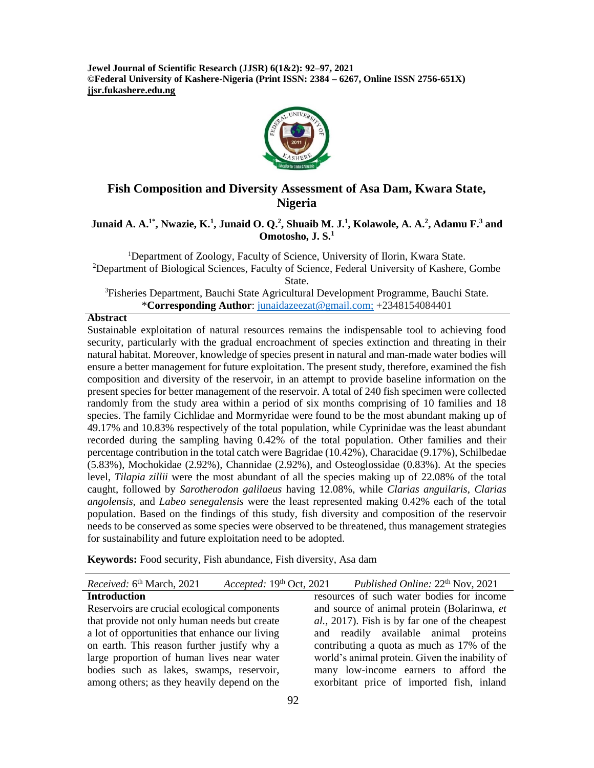# Fish Composition and Diversity Assessment of Asa Dam, Kwara State, Nigeria

**Junaid A. A.[1*], Nwazie, K.[1], Junaid O. Q.[2], Shuaib M. J.[1], Kolawole, A. A.[2], Adamu F.[3] and Omotosho, J. S.[1]**

[1]Department of Zoology, Faculty of Science, University of Ilorin, Kwara State.
[2]Department of Biological Sciences, Faculty of Science, Federal University of Kashere, Gombe State.
[3]Fisheries Department, Bauchi State Agricultural Development Programme, Bauchi State.
\***Corresponding Author**: junaidazeezat@gmail.com; +2348154084401

## Abstract

Sustainable exploitation of natural resources remains the indispensable tool to achieving food security, particularly with the gradual encroachment of species extinction and threating in their natural habitat. Moreover, knowledge of species present in natural and man-made water bodies will ensure a better management for future exploitation. The present study, therefore, examined the fish composition and diversity of the reservoir, in an attempt to provide baseline information on the present species for better management of the reservoir. A total of 240 fish specimen were collected randomly from the study area within a period of six months comprising of 10 families and 18 species. The family Cichlidae and Mormyridae were found to be the most abundant making up of 49.17% and 10.83% respectively of the total population, while Cyprinidae was the least abundant recorded during the sampling having 0.42% of the total population. Other families and their percentage contribution in the total catch were Bagridae (10.42%), Characidae (9.17%), Schilbedae (5.83%), Mochokidae (2.92%), Channidae (2.92%), and Osteoglossidae (0.83%). At the species level, *Tilapia zillii* were the most abundant of all the species making up of 22.08% of the total caught, followed by *Sarotherodon galilaeus* having 12.08%, while *Clarias anguilaris*, *Clarias angolensis,* and *Labeo senegalensis* were the least represented making 0.42% each of the total population. Based on the findings of this study, fish diversity and composition of the reservoir needs to be conserved as some species were observed to be threatened, thus management strategies for sustainability and future exploitation need to be adopted.

**Keywords:** Food security, Fish abundance, Fish diversity, Asa dam

*Received:* 6th March, 2021 *Accepted:* 19th Oct, 2021 *Published Online:* 22th Nov, 2021

## Introduction

Reservoirs are crucial ecological components that provide not only human needs but create a lot of opportunities that enhance our living on earth. This reason further justify why a large proportion of human lives near water bodies such as lakes, swamps, reservoir, among others; as they heavily depend on the resources of such water bodies for income and source of animal protein (Bolarinwa, *et al.,* 2017). Fish is by far one of the cheapest and readily available animal proteins contributing a quota as much as 17% of the world's animal protein. Given the inability of many low-income earners to afford the exorbitant price of imported fish, inland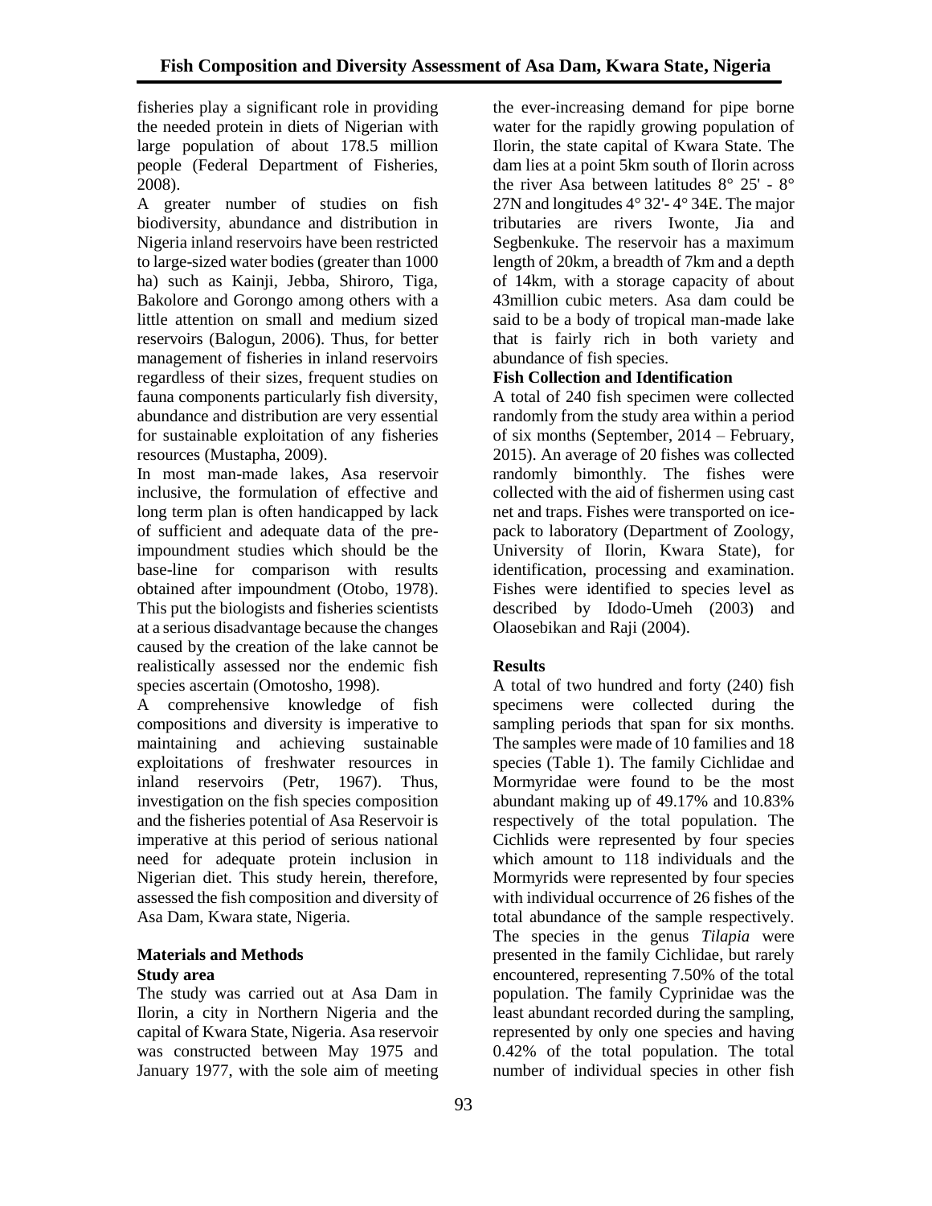fisheries play a significant role in providing the needed protein in diets of Nigerian with large population of about 178.5 million people (Federal Department of Fisheries, 2008).

A greater number of studies on fish biodiversity, abundance and distribution in Nigeria inland reservoirs have been restricted to large-sized water bodies (greater than 1000 ha) such as Kainji, Jebba, Shiroro, Tiga, Bakolore and Gorongo among others with a little attention on small and medium sized reservoirs (Balogun, 2006). Thus, for better management of fisheries in inland reservoirs regardless of their sizes, frequent studies on fauna components particularly fish diversity, abundance and distribution are very essential for sustainable exploitation of any fisheries resources (Mustapha, 2009).

In most man-made lakes, Asa reservoir inclusive, the formulation of effective and long term plan is often handicapped by lack of sufficient and adequate data of the pre-impoundment studies which should be the base-line for comparison with results obtained after impoundment (Otobo, 1978). This put the biologists and fisheries scientists at a serious disadvantage because the changes caused by the creation of the lake cannot be realistically assessed nor the endemic fish species ascertain (Omotosho, 1998).

A comprehensive knowledge of fish compositions and diversity is imperative to maintaining and achieving sustainable exploitations of freshwater resources in inland reservoirs (Petr, 1967). Thus, investigation on the fish species composition and the fisheries potential of Asa Reservoir is imperative at this period of serious national need for adequate protein inclusion in Nigerian diet. This study herein, therefore, assessed the fish composition and diversity of Asa Dam, Kwara state, Nigeria.

## Materials and Methods

### Study area

The study was carried out at Asa Dam in Ilorin, a city in Northern Nigeria and the capital of Kwara State, Nigeria. Asa reservoir was constructed between May 1975 and January 1977, with the sole aim of meeting the ever-increasing demand for pipe borne water for the rapidly growing population of Ilorin, the state capital of Kwara State. The dam lies at a point 5km south of Ilorin across the river Asa between latitudes 8° 25' - 8° 27N and longitudes 4° 32'- 4° 34E. The major tributaries are rivers Iwonte, Jia and Segbenkuke. The reservoir has a maximum length of 20km, a breadth of 7km and a depth of 14km, with a storage capacity of about 43million cubic meters. Asa dam could be said to be a body of tropical man-made lake that is fairly rich in both variety and abundance of fish species.

### Fish Collection and Identification

A total of 240 fish specimen were collected randomly from the study area within a period of six months (September, 2014 – February, 2015). An average of 20 fishes was collected randomly bimonthly. The fishes were collected with the aid of fishermen using cast net and traps. Fishes were transported on ice-pack to laboratory (Department of Zoology, University of Ilorin, Kwara State), for identification, processing and examination. Fishes were identified to species level as described by Idodo-Umeh (2003) and Olaosebikan and Raji (2004).

## Results

A total of two hundred and forty (240) fish specimens were collected during the sampling periods that span for six months. The samples were made of 10 families and 18 species (Table 1). The family Cichlidae and Mormyridae were found to be the most abundant making up of 49.17% and 10.83% respectively of the total population. The Cichlids were represented by four species which amount to 118 individuals and the Mormyrids were represented by four species with individual occurrence of 26 fishes of the total abundance of the sample respectively. The species in the genus *Tilapia* were presented in the family Cichlidae, but rarely encountered, representing 7.50% of the total population. The family Cyprinidae was the least abundant recorded during the sampling, represented by only one species and having 0.42% of the total population. The total number of individual species in other fish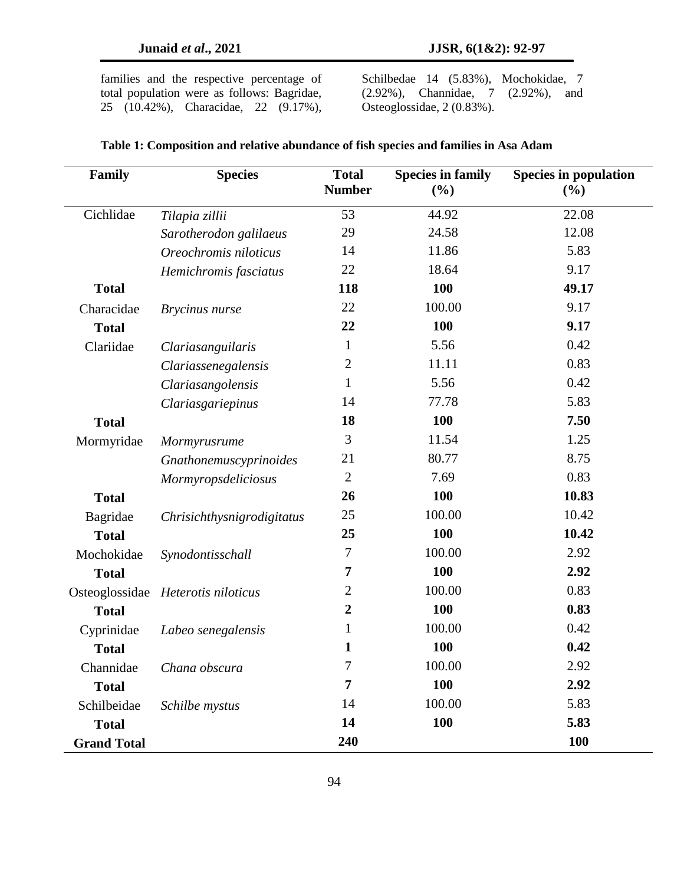families and the respective percentage of total population were as follows: Bagridae, 25 (10.42%), Characidae, 22 (9.17%), Schilbedae 14 (5.83%), Mochokidae, 7 (2.92%), Channidae, 7 (2.92%), and Osteoglossidae, 2 (0.83%).

**Table 1: Composition and relative abundance of fish species and families in Asa Adam**

| Family | Species | Total Number | Species in family (%) | Species in population (%) |
|---|---|---|---|---|
| Cichlidae | *Tilapia zillii* | 53 | 44.92 | 22.08 |
| | *Sarotherodon galilaeus* | 29 | 24.58 | 12.08 |
| | *Oreochromis niloticus* | 14 | 11.86 | 5.83 |
| | *Hemichromis fasciatus* | 22 | 18.64 | 9.17 |
| **Total** | | **118** | **100** | **49.17** |
| Characidae | *Brycinus nurse* | 22 | 100.00 | 9.17 |
| **Total** | | **22** | **100** | **9.17** |
| Clariidae | *Clariasanguilaris* | 1 | 5.56 | 0.42 |
| | *Clariassenegalensis* | 2 | 11.11 | 0.83 |
| | *Clariasangolensis* | 1 | 5.56 | 0.42 |
| | *Clariasgariepinus* | 14 | 77.78 | 5.83 |
| **Total** | | **18** | **100** | **7.50** |
| Mormyridae | *Mormyrusrume* | 3 | 11.54 | 1.25 |
| | *Gnathonemuscyprinoides* | 21 | 80.77 | 8.75 |
| | *Mormyropsdeliciosus* | 2 | 7.69 | 0.83 |
| **Total** | | **26** | **100** | **10.83** |
| Bagridae | *Chrisichthysnigrodigitatus* | 25 | 100.00 | 10.42 |
| **Total** | | **25** | **100** | **10.42** |
| Mochokidae | *Synodontisschall* | 7 | 100.00 | 2.92 |
| **Total** | | **7** | **100** | **2.92** |
| Osteoglossidae | *Heterotis niloticus* | 2 | 100.00 | 0.83 |
| **Total** | | **2** | **100** | **0.83** |
| Cyprinidae | *Labeo senegalensis* | 1 | 100.00 | 0.42 |
| **Total** | | **1** | **100** | **0.42** |
| Channidae | *Chana obscura* | 7 | 100.00 | 2.92 |
| **Total** | | **7** | **100** | **2.92** |
| Schilbeidae | *Schilbe mystus* | 14 | 100.00 | 5.83 |
| **Total** | | **14** | **100** | **5.83** |
| **Grand Total** | | **240** | | **100** |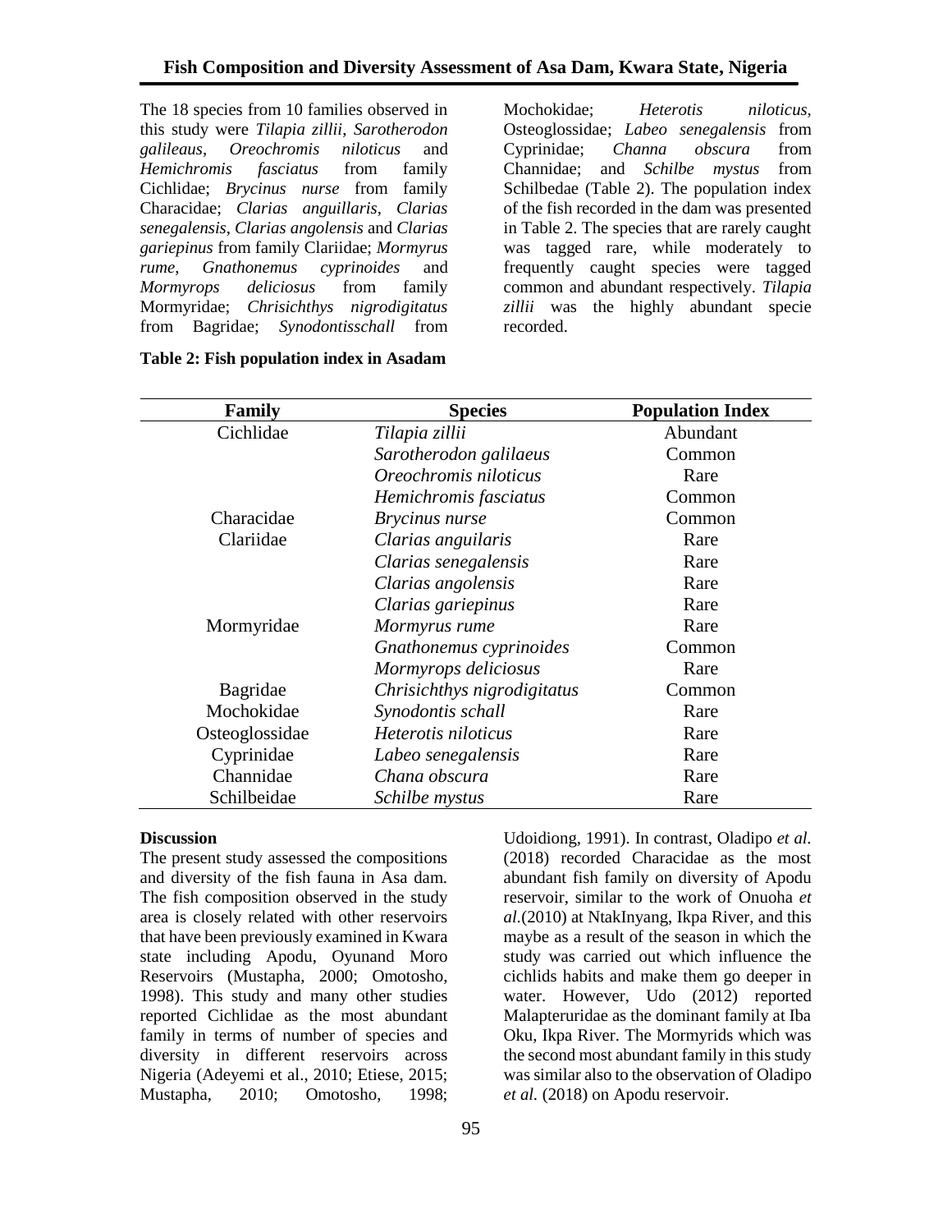The 18 species from 10 families observed in this study were *Tilapia zillii*, *Sarotherodon galileaus*, *Oreochromis niloticus* and *Hemichromis fasciatus* from family Cichlidae; *Brycinus nurse* from family Characidae; *Clarias anguillaris*, *Clarias senegalensis*, *Clarias angolensis* and *Clarias gariepinus* from family Clariidae; *Mormyrus rume*, *Gnathonemus cyprinoides* and *Mormyrops deliciosus* from family Mormyridae; *Chrisichthys nigrodigitatus* from Bagridae; *Synodontisschall* from Mochokidae; *Heterotis niloticus*, Osteoglossidae; *Labeo senegalensis* from Cyprinidae; *Channa obscura* from Channidae; and *Schilbe mystus* from Schilbedae (Table 2). The population index of the fish recorded in the dam was presented in Table 2. The species that are rarely caught was tagged rare, while moderately to frequently caught species were tagged common and abundant respectively. *Tilapia zillii* was the highly abundant specie recorded.

**Table 2: Fish population index in Asadam**

| Family | Species | Population Index |
|---|---|---|
| Cichlidae | *Tilapia zillii* | Abundant |
| | *Sarotherodon galilaeus* | Common |
| | *Oreochromis niloticus* | Rare |
| | *Hemichromis fasciatus* | Common |
| Characidae | *Brycinus nurse* | Common |
| Clariidae | *Clarias anguilaris* | Rare |
| | *Clarias senegalensis* | Rare |
| | *Clarias angolensis* | Rare |
| | *Clarias gariepinus* | Rare |
| Mormyridae | *Mormyrus rume* | Rare |
| | *Gnathonemus cyprinoides* | Common |
| | *Mormyrops deliciosus* | Rare |
| Bagridae | *Chrisichthys nigrodigitatus* | Common |
| Mochokidae | *Synodontis schall* | Rare |
| Osteoglossidae | *Heterotis niloticus* | Rare |
| Cyprinidae | *Labeo senegalensis* | Rare |
| Channidae | *Chana obscura* | Rare |
| Schilbeidae | *Schilbe mystus* | Rare |

### Discussion

The present study assessed the compositions and diversity of the fish fauna in Asa dam. The fish composition observed in the study area is closely related with other reservoirs that have been previously examined in Kwara state including Apodu, Oyunand Moro Reservoirs (Mustapha, 2000; Omotosho, 1998). This study and many other studies reported Cichlidae as the most abundant family in terms of number of species and diversity in different reservoirs across Nigeria (Adeyemi et al., 2010; Etiese, 2015; Mustapha, 2010; Omotosho, 1998; Udoidiong, 1991). In contrast, Oladipo *et al.* (2018) recorded Characidae as the most abundant fish family on diversity of Apodu reservoir, similar to the work of Onuoha *et al.*(2010) at NtakInyang, Ikpa River, and this maybe as a result of the season in which the study was carried out which influence the cichlids habits and make them go deeper in water. However, Udo (2012) reported Malapteruridae as the dominant family at Iba Oku, Ikpa River. The Mormyrids which was the second most abundant family in this study was similar also to the observation of Oladipo *et al.* (2018) on Apodu reservoir.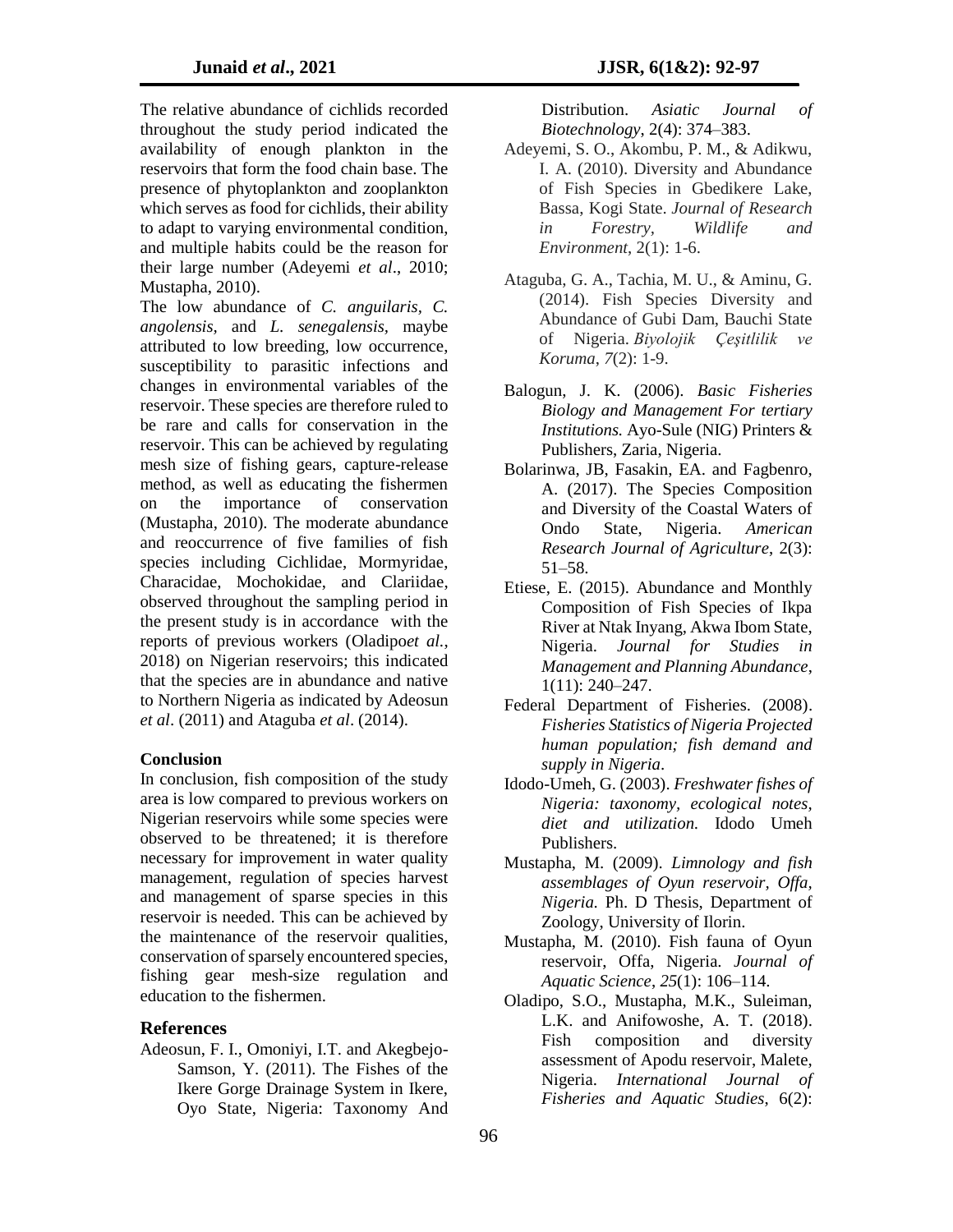The relative abundance of cichlids recorded throughout the study period indicated the availability of enough plankton in the reservoirs that form the food chain base. The presence of phytoplankton and zooplankton which serves as food for cichlids, their ability to adapt to varying environmental condition, and multiple habits could be the reason for their large number (Adeyemi *et al*., 2010; Mustapha, 2010).

The low abundance of *C. anguilaris*, *C. angolensis,* and *L. senegalensis,* maybe attributed to low breeding, low occurrence, susceptibility to parasitic infections and changes in environmental variables of the reservoir. These species are therefore ruled to be rare and calls for conservation in the reservoir. This can be achieved by regulating mesh size of fishing gears, capture-release method, as well as educating the fishermen on the importance of conservation (Mustapha, 2010). The moderate abundance and reoccurrence of five families of fish species including Cichlidae, Mormyridae, Characidae, Mochokidae, and Clariidae, observed throughout the sampling period in the present study is in accordance with the reports of previous workers (Oladipo*et al.*, 2018) on Nigerian reservoirs; this indicated that the species are in abundance and native to Northern Nigeria as indicated by Adeosun *et al*. (2011) and Ataguba *et al*. (2014).

**Conclusion**

In conclusion, fish composition of the study area is low compared to previous workers on Nigerian reservoirs while some species were observed to be threatened; it is therefore necessary for improvement in water quality management, regulation of species harvest and management of sparse species in this reservoir is needed. This can be achieved by the maintenance of the reservoir qualities, conservation of sparsely encountered species, fishing gear mesh-size regulation and education to the fishermen.

## References

Adeosun, F. I., Omoniyi, I.T. and Akegbejo-Samson, Y. (2011). The Fishes of the Ikere Gorge Drainage System in Ikere, Oyo State, Nigeria: Taxonomy And Distribution. *Asiatic Journal of Biotechnology*, 2(4): 374–383.

Adeyemi, S. O., Akombu, P. M., & Adikwu, I. A. (2010). Diversity and Abundance of Fish Species in Gbedikere Lake, Bassa, Kogi State. *Journal of Research in Forestry, Wildlife and Environment*, 2(1): 1-6.

Ataguba, G. A., Tachia, M. U., & Aminu, G. (2014). Fish Species Diversity and Abundance of Gubi Dam, Bauchi State of Nigeria. *Biyolojik Çeşitlilik ve Koruma*, *7*(2): 1-9.

Balogun, J. K. (2006). *Basic Fisheries Biology and Management For tertiary Institutions.* Ayo-Sule (NIG) Printers & Publishers, Zaria, Nigeria.

Bolarinwa, JB, Fasakin, EA. and Fagbenro, A. (2017). The Species Composition and Diversity of the Coastal Waters of Ondo State, Nigeria. *American Research Journal of Agriculture*, 2(3): 51–58.

Etiese, E. (2015). Abundance and Monthly Composition of Fish Species of Ikpa River at Ntak Inyang, Akwa Ibom State, Nigeria. *Journal for Studies in Management and Planning Abundance*, 1(11): 240–247.

Federal Department of Fisheries. (2008). *Fisheries Statistics of Nigeria Projected human population; fish demand and supply in Nigeria*.

Idodo-Umeh, G. (2003). *Freshwater fishes of Nigeria: taxonomy, ecological notes, diet and utilization.* Idodo Umeh Publishers.

Mustapha, M. (2009). *Limnology and fish assemblages of Oyun reservoir, Offa, Nigeria.* Ph. D Thesis, Department of Zoology, University of Ilorin.

Mustapha, M. (2010). Fish fauna of Oyun reservoir, Offa, Nigeria. *Journal of Aquatic Science*, *25*(1): 106–114.

Oladipo, S.O., Mustapha, M.K., Suleiman, L.K. and Anifowoshe, A. T. (2018). Fish composition and diversity assessment of Apodu reservoir, Malete, Nigeria. *International Journal of Fisheries and Aquatic Studies,* 6(2):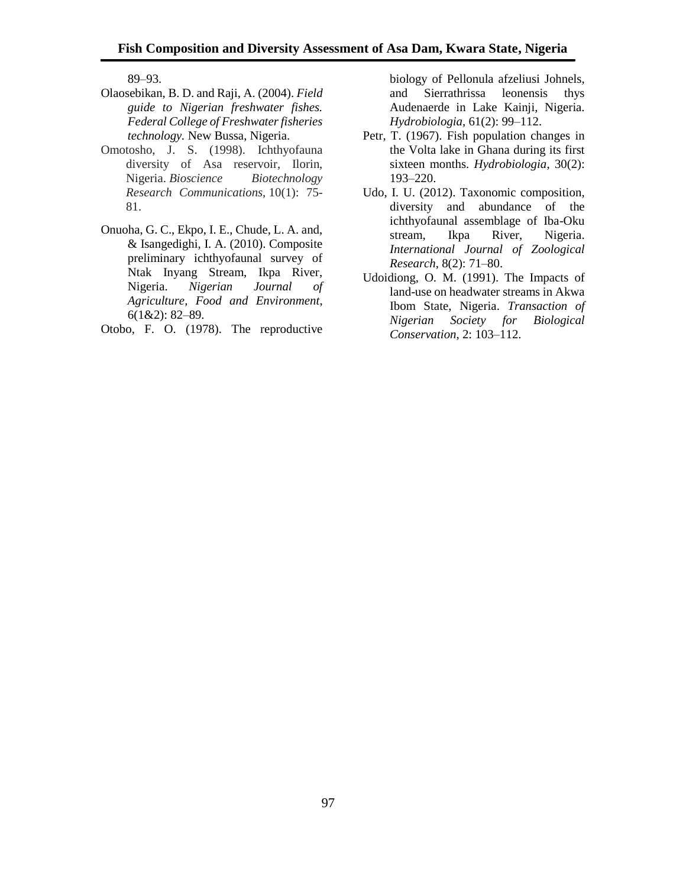89–93.

Olaosebikan, B. D. and Raji, A. (2004). *Field guide to Nigerian freshwater fishes. Federal College of Freshwater fisheries technology.* New Bussa, Nigeria.

Omotosho, J. S. (1998). Ichthyofauna diversity of Asa reservoir, Ilorin, Nigeria. *Bioscience Biotechnology Research Communications*, 10(1): 75-81.

Onuoha, G. C., Ekpo, I. E., Chude, L. A. and, & Isangedighi, I. A. (2010). Composite preliminary ichthyofaunal survey of Ntak Inyang Stream, Ikpa River, Nigeria. *Nigerian Journal of Agriculture, Food and Environment*, 6(1&2): 82–89.

Otobo, F. O. (1978). The reproductive biology of Pellonula afzeliusi Johnels, and Sierrathrissa leonensis thys Audenaerde in Lake Kainji, Nigeria. *Hydrobiologia*, 61(2): 99–112.

Petr, T. (1967). Fish population changes in the Volta lake in Ghana during its first sixteen months. *Hydrobiologia*, 30(2): 193–220.

Udo, I. U. (2012). Taxonomic composition, diversity and abundance of the ichthyofaunal assemblage of Iba-Oku stream, Ikpa River, Nigeria. *International Journal of Zoological Research*, 8(2): 71–80.

Udoidiong, O. M. (1991). The Impacts of land-use on headwater streams in Akwa Ibom State, Nigeria. *Transaction of Nigerian Society for Biological Conservation*, 2: 103–112.